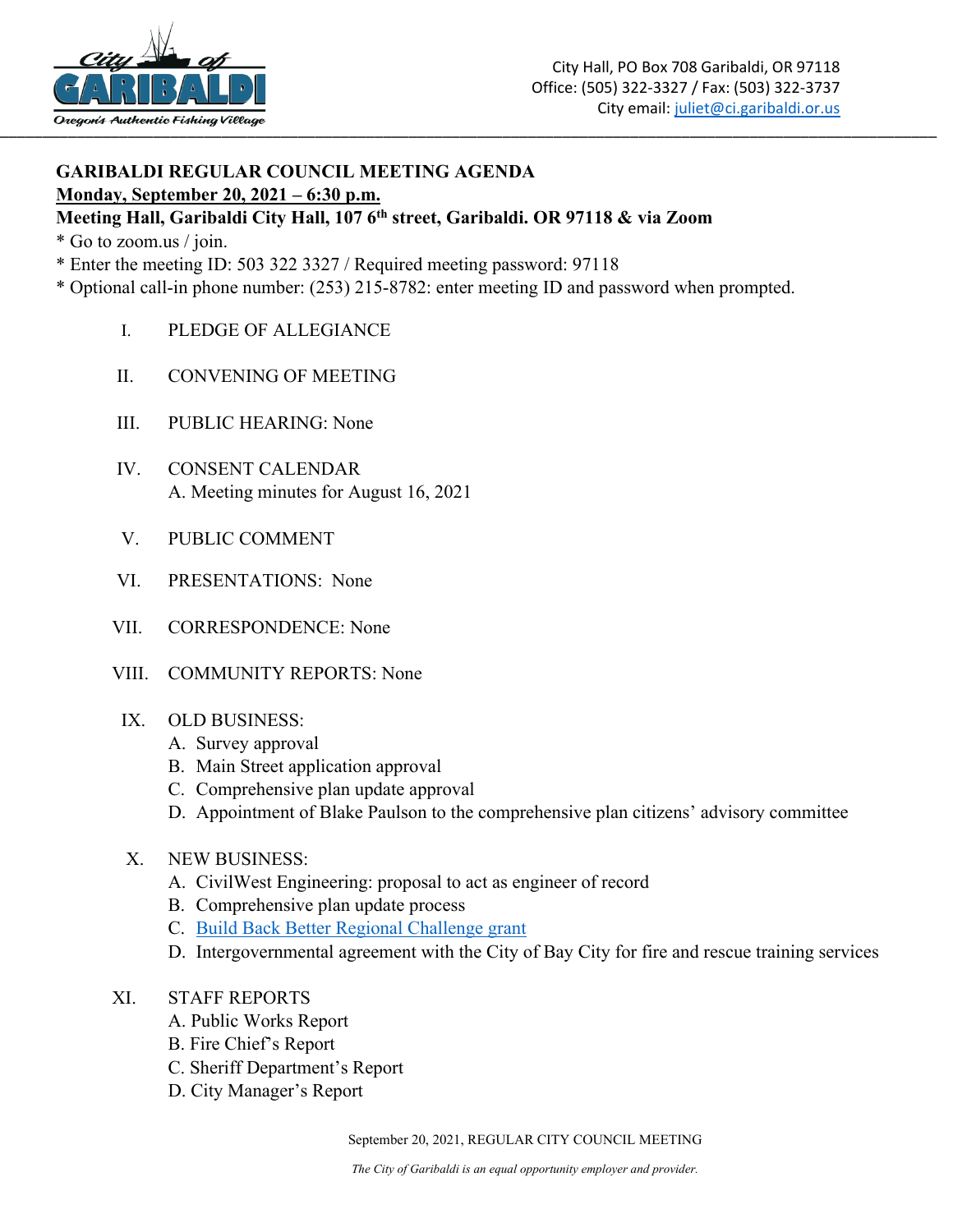City Hall, PO Box 708 Garibaldi, OR 97118
Office: (505) 322-3327 / Fax: (503) 322-3737
City email: juliet@ci.garibaldi.or.us

# GARIBALDI REGULAR COUNCIL MEETING AGENDA

**Monday, September 20, 2021 – 6:30 p.m.**

**Meeting Hall, Garibaldi City Hall, 107 6th street, Garibaldi. OR 97118 & via Zoom**

* Go to zoom.us / join.
* Enter the meeting ID: 503 322 3327 / Required meeting password: 97118
* Optional call-in phone number: (253) 215-8782: enter meeting ID and password when prompted.

I. PLEDGE OF ALLEGIANCE

II. CONVENING OF MEETING

III. PUBLIC HEARING: None

IV. CONSENT CALENDAR
   A. Meeting minutes for August 16, 2021

V. PUBLIC COMMENT

VI. PRESENTATIONS: None

VII. CORRESPONDENCE: None

VIII. COMMUNITY REPORTS: None

IX. OLD BUSINESS:
   A. Survey approval
   B. Main Street application approval
   C. Comprehensive plan update approval
   D. Appointment of Blake Paulson to the comprehensive plan citizens' advisory committee

X. NEW BUSINESS:
   A. CivilWest Engineering: proposal to act as engineer of record
   B. Comprehensive plan update process
   C. Build Back Better Regional Challenge grant
   D. Intergovernmental agreement with the City of Bay City for fire and rescue training services

XI. STAFF REPORTS
   A. Public Works Report
   B. Fire Chief's Report
   C. Sheriff Department's Report
   D. City Manager's Report

*The City of Garibaldi is an equal opportunity employer and provider.*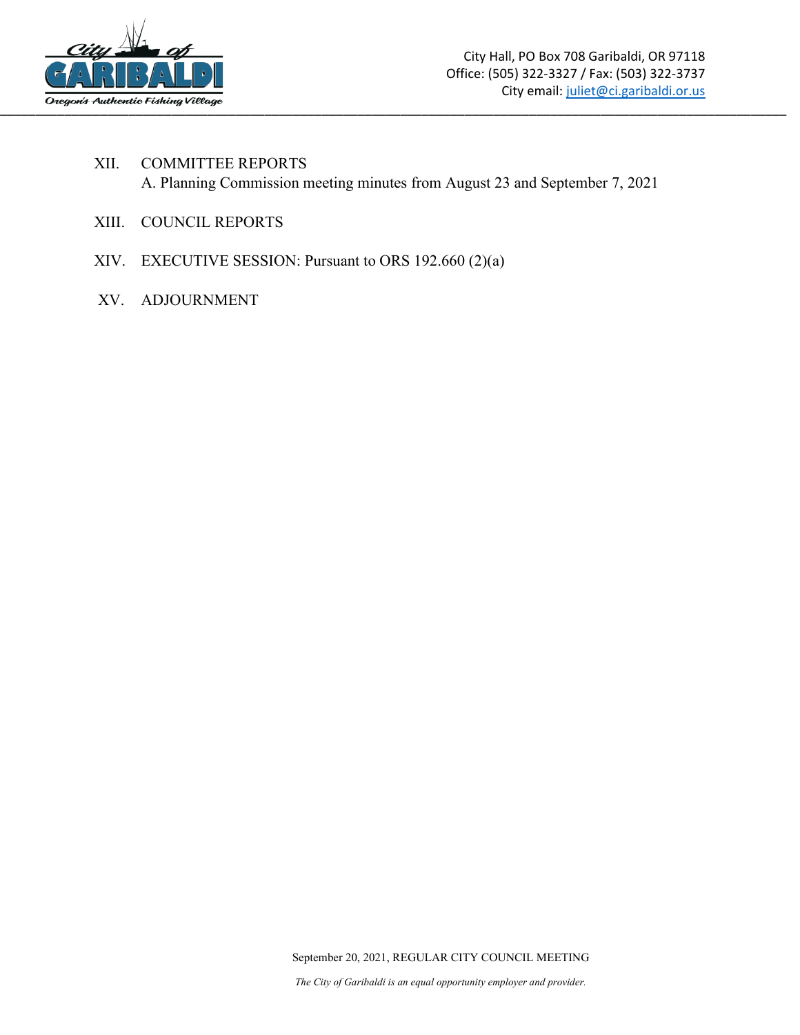XII. COMMITTEE REPORTS
A. Planning Commission meeting minutes from August 23 and September 7, 2021

XIII. COUNCIL REPORTS

XIV. EXECUTIVE SESSION: Pursuant to ORS 192.660 (2)(a)

XV. ADJOURNMENT